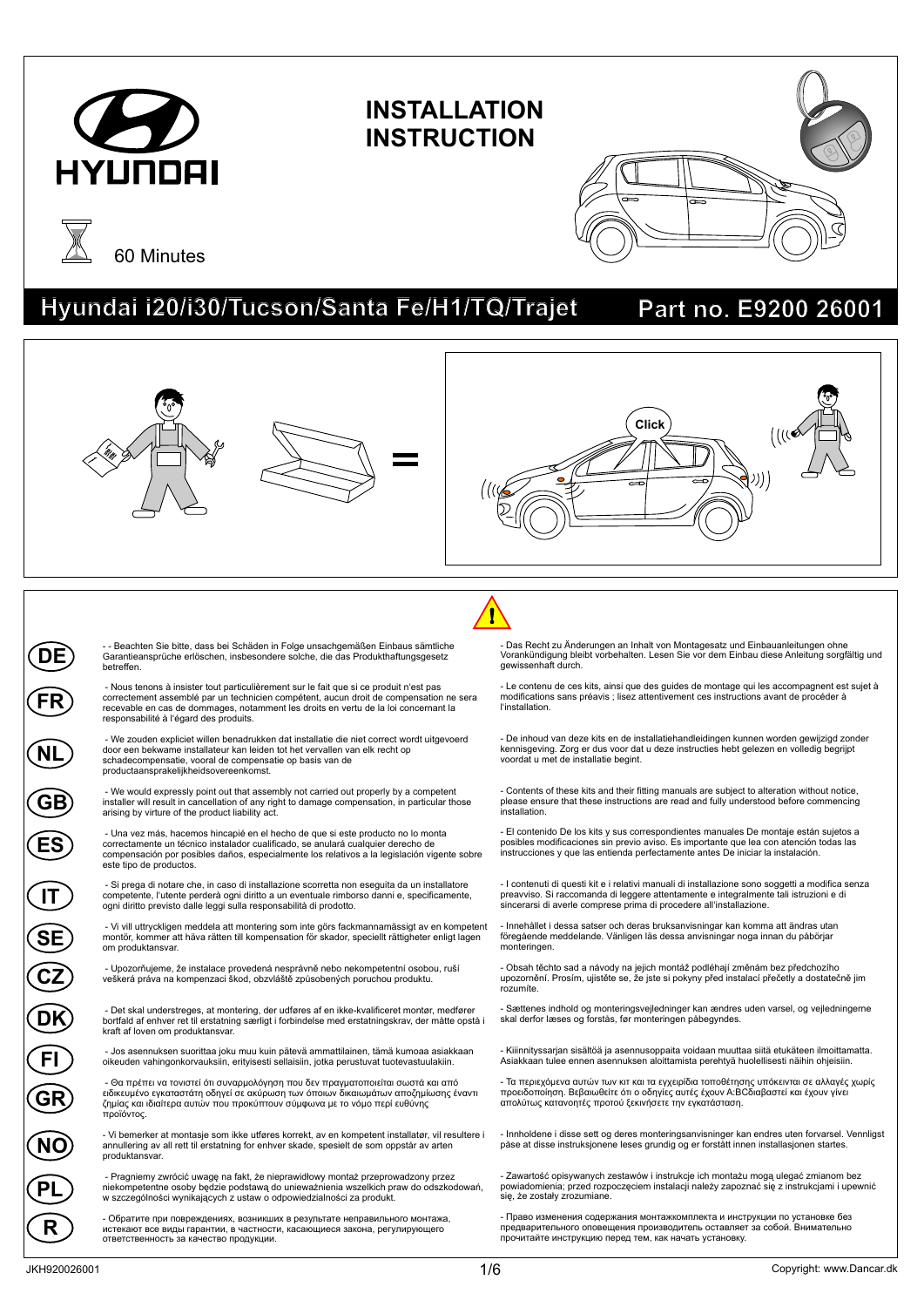# INSTALLATION INSTRUCTION

60 Minutes

## Hyundai i20/i30/Tucson/Santa Fe/H1/TQ/Trajet

## Part no. E9200 26001

Click

**DE**

- - Beachten Sie bitte, dass bei Schäden in Folge unsachgemäßen Einbaus sämtliche Garantieansprüche erlöschen, insbesondere solche, die das Produkthaftungsgesetz betreffen.

- Das Recht zu Änderungen an Inhalt von Montagesatz und Einbauanleitungen ohne Vorankündigung bleibt vorbehalten. Lesen Sie vor dem Einbau diese Anleitung sorgfältig und gewissenhaft durch.

**FR**

- Nous tenons à insister tout particulièrement sur le fait que si ce produit n'est pas correctement assemblé par un technicien compétent, aucun droit de compensation ne sera recevable en cas de dommages, notamment les droits en vertu de la loi concernant la responsabilité à l'égard des produits.

- Le contenu de ces kits, ainsi que des guides de montage qui les accompagnent est sujet à modifications sans préavis ; lisez attentivement ces instructions avant de procéder à l'installation.

**NL**

- We zouden expliciet willen benadrukken dat installatie die niet correct wordt uitgevoerd door een bekwame installateur kan leiden tot het vervallen van elk recht op schadecompensatie, vooral de compensatie op basis van de productaansprakelijkheidsovereenkomst.

- De inhoud van deze kits en de installatiehandleidingen kunnen worden gewijzigd zonder kennisgeving. Zorg er dus voor dat u deze instructies hebt gelezen en volledig begrijpt voordat u met de installatie begint.

**GB**

- We would expressly point out that assembly not carried out properly by a competent installer will result in cancellation of any right to damage compensation, in particular those arising by virtue of the product liability act.

- Contents of these kits and their fitting manuals are subject to alteration without notice, please ensure that these instructions are read and fully understood before commencing installation.

**ES**

- Una vez más, hacemos hincapié en el hecho de que si este producto no lo monta correctamente un técnico instalador cualificado, se anulará cualquier derecho de compensación por posibles daños, especialmente los relativos a la legislación vigente sobre este tipo de productos.

- El contenido De los kits y sus correspondientes manuales De montaje están sujetos a posibles modificaciones sin previo aviso. Es importante que lea con atención todas las instrucciones y que las entienda perfectamente antes De iniciar la instalación.

**IT**

- Si prega di notare che, in caso di installazione scorretta non eseguita da un installatore competente, l'utente perderà ogni diritto a un eventuale rimborso danni e, specificamente, ogni diritto previsto dalle leggi sulla responsabilità di prodotto.

- I contenuti di questi kit e i relativi manuali di installazione sono soggetti a modifica senza preavviso. Si raccomanda di leggere attentamente e integralmente tali istruzioni e di sincerarsi di averle comprese prima di procedere all'installazione.

**SE**

- Vi vill uttryckligen meddela att montering som inte görs fackmannamässigt av en kompetent montör, kommer att häva rätten till kompensation för skador, speciellt rättigheter enligt lagen om produktansvar.

- Innehållet i dessa satser och deras bruksanvisningar kan komma att ändras utan föregående meddelande. Vänligen läs dessa anvisningar noga innan du påbörjar monteringen.

**CZ**

- Upozorňujeme, že instalace provedená nesprávně nebo nekompetentní osobou, ruší veškerá práva na kompenzaci škod, obzvláště způsobených poruchou produktu.

- Obsah těchto sad a návody na jejich montáž podléhají změnám bez předchozího upozornění. Prosím, ujistěte se, že jste si pokyny před instalací přečetly a dostatečně jim rozumíte.

**DK**

- Det skal understreges, at montering, der udføres af en ikke-kvalificeret montør, medfører bortfald af enhver ret til erstatning særligt i forbindelse med erstatningskrav, der måtte opstå i kraft af loven om produktansvar.

- Sættenes indhold og monteringsvejledninger kan ændres uden varsel, og vejledningerne skal derfor læses og forstås, før monteringen påbegyndes.

**FI**

- Jos asennuksen suorittaa joku muu kuin pätevä ammattilainen, tämä kumoaa asiakkaan oikeuden vahingonkorvauksiin, erityisesti sellaisiin, jotka perustuvat tuotevastuulakiin.

- Kiinnityssarjan sisältöä ja asennusoppaita voidaan muuttaa siitä etukäteen ilmoittamatta. Asiakkaan tulee ennen asennuksen aloittamista perehtyä huolellisesti näihin ohjeisiin.

**GR**

- Θα πρέπει να τονιστεί ότι συναρμολόγηση που δεν πραγματοποιείται σωστά και από ειδικευμένο εγκαταστάτη οδηγεί σε ακύρωση των όποιων δικαιωμάτων αποζημίωσης έναντι ζημίας και ιδιαίτερα αυτών που προκύπτουν σύμφωνα με το νόμο περί ευθύνης προϊόντος.

- Τα περιεχόμενα αυτών των κιτ και τα εγχειρίδια τοποθέτησης υπόκεινται σε αλλαγές χωρίς προειδοποίηση. Βεβαιωθείτε ότι ο οδηγίες αυτές έχουν A:BCδιαβαστεί και έχουν γίνει απολύτως κατανοητές προτού ξεκινήσετε την εγκατάσταση.

**NO**

- Vi bemerker at montasje som ikke utføres korrekt, av en kompetent installatør, vil resultere i annullering av all rett til erstatning for enhver skade, spesielt de som oppstår av arten produktansvar.

- Innholdene i disse sett og deres monteringsanvisninger kan endres uten forvarsel. Vennligst påse at disse instruksjonene leses grundig og er forstått innen installasjonen startes.

**PL**

- Pragniemy zwrócić uwagę na fakt, że nieprawidłowy montaż przeprowadzony przez niekompetentne osoby będzie podstawą do unieważnienia wszelkich praw do odszkodowań, w szczególności wynikających z ustaw o odpowiedzialności za produkt.

- Zawartość opisywanych zestawów i instrukcje ich montażu mogą ulegać zmianom bez powiadomienia; przed rozpoczęciem instalacji należy zapoznać się z instrukcjami i upewnić się, że zostały zrozumiane.

**R**

- Обратите при повреждениях, возникших в результате неправильного монтажа, истекают все виды гарантии, в частности, касающиеся закона, регулирующего ответственность за качество продукции.

- Право изменения содержания монтажкомплекта и инструкции по установке без предварительного оповещения производитель оставляет за собой. Внимательно прочитайте инструкцию перед тем, как начать установку.

JKH920026001

Copyright: www.Dancar.dk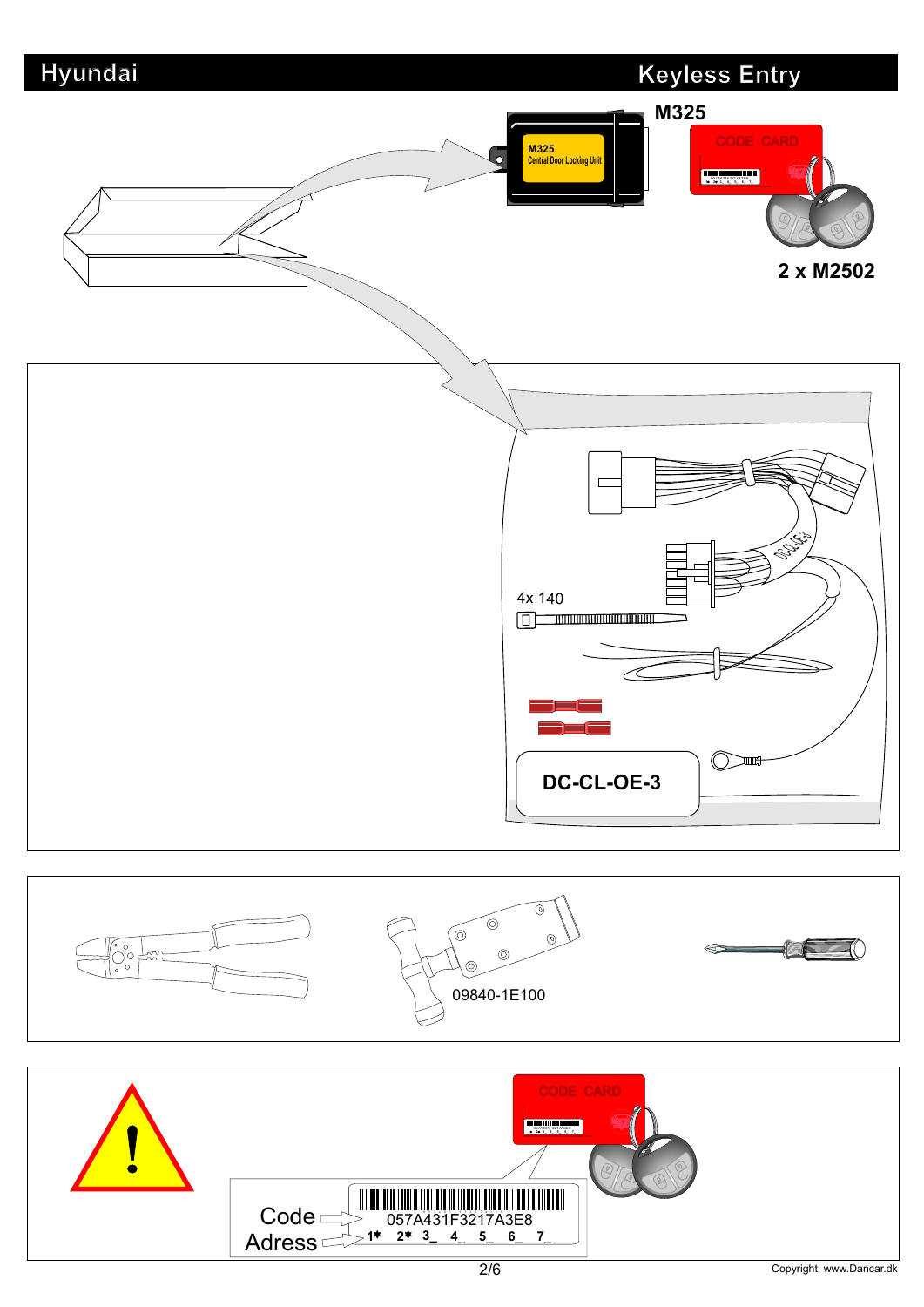# Hyundai

## Keyless Entry

M325

M325
Central Door Locking Unit

CODE CARD

2 x M2502

4x 140

DC-CL-OE-3

09840-1E100

CODE CARD

Code 057A431F3217A3E8

Adress 1* 2* 3_ 4_ 5_ 6_ 7_

Copyright: www.Dancar.dk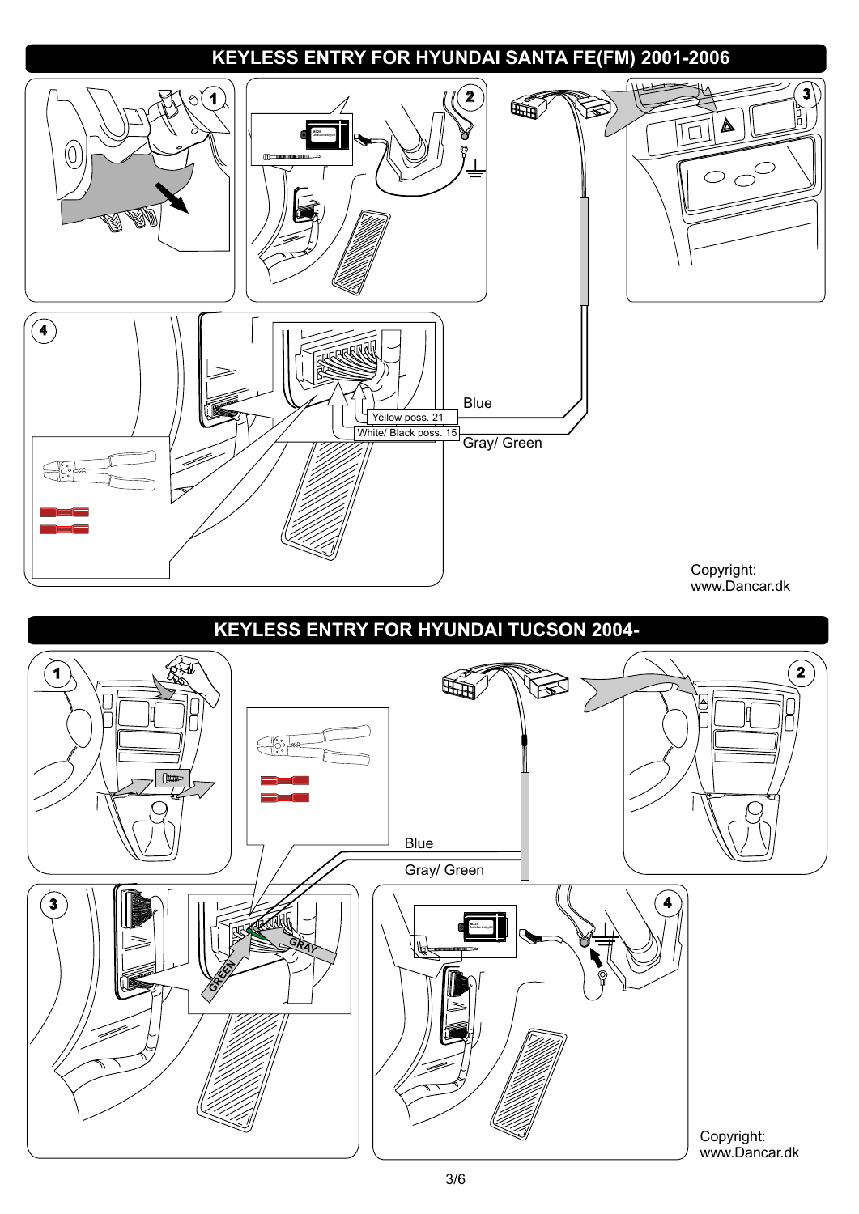# KEYLESS ENTRY FOR HYUNDAI SANTA FE(FM) 2001-2006

1

2

3

4

Blue

Yellow poss. 21

White/ Black poss. 15

Gray/ Green

Copyright:
www.Dancar.dk

# KEYLESS ENTRY FOR HYUNDAI TUCSON 2004-

1

2

Blue

Gray/ Green

3

GREEN

GRAY

4

Copyright:
www.Dancar.dk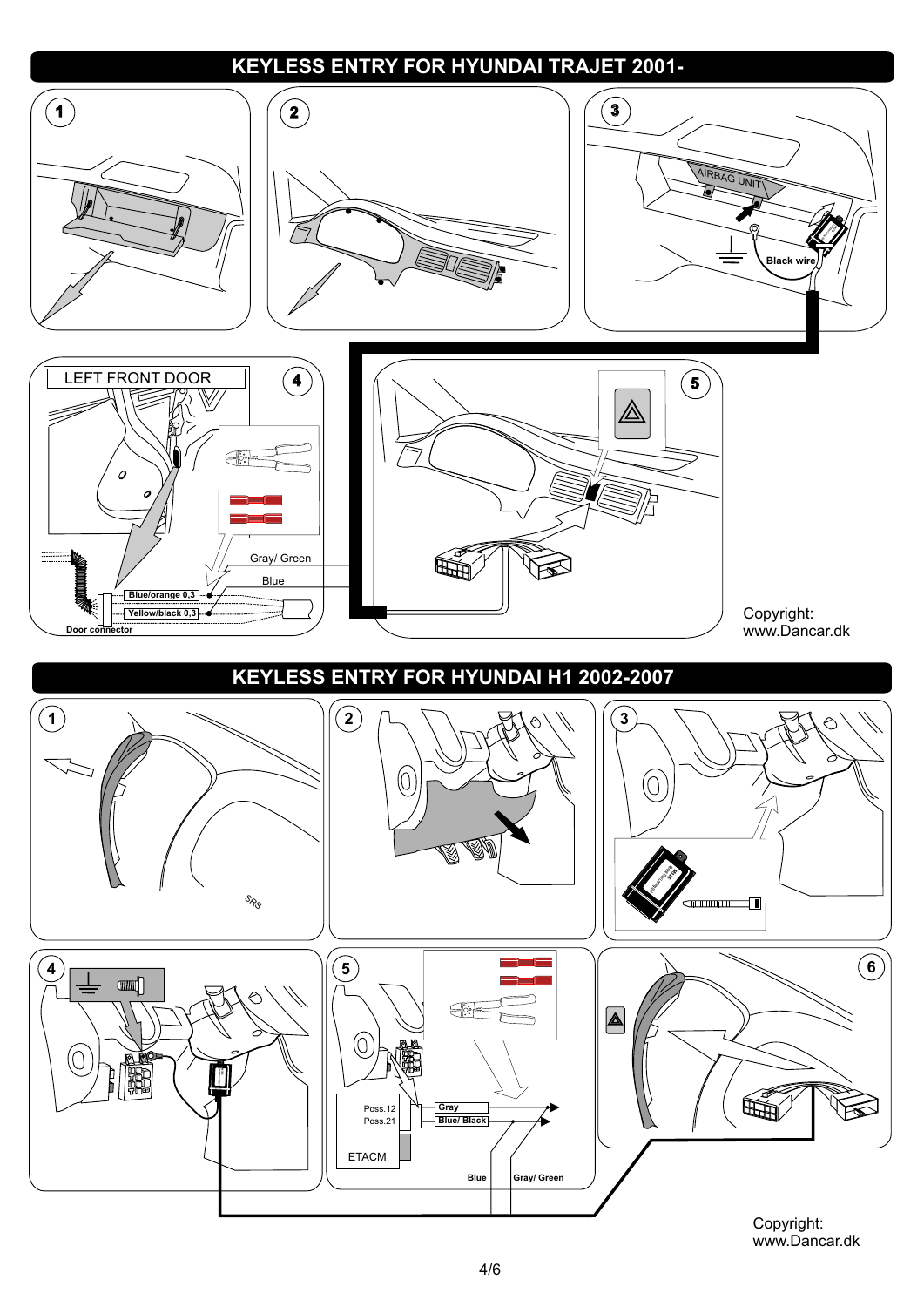# KEYLESS ENTRY FOR HYUNDAI TRAJET 2001-

1

2

3

AIRBAG UNIT

Black wire

LEFT FRONT DOOR

4

Gray/ Green

Blue

Blue/orange 0,3

Yellow/black 0,3

Door connector

5

Copyright:
www.Dancar.dk

# KEYLESS ENTRY FOR HYUNDAI H1 2002-2007

1

SRS

2

3

4

5

Poss.12
Poss.21

Gray

Blue/ Black

ETACM

Blue

Gray/ Green

6

Copyright:
www.Dancar.dk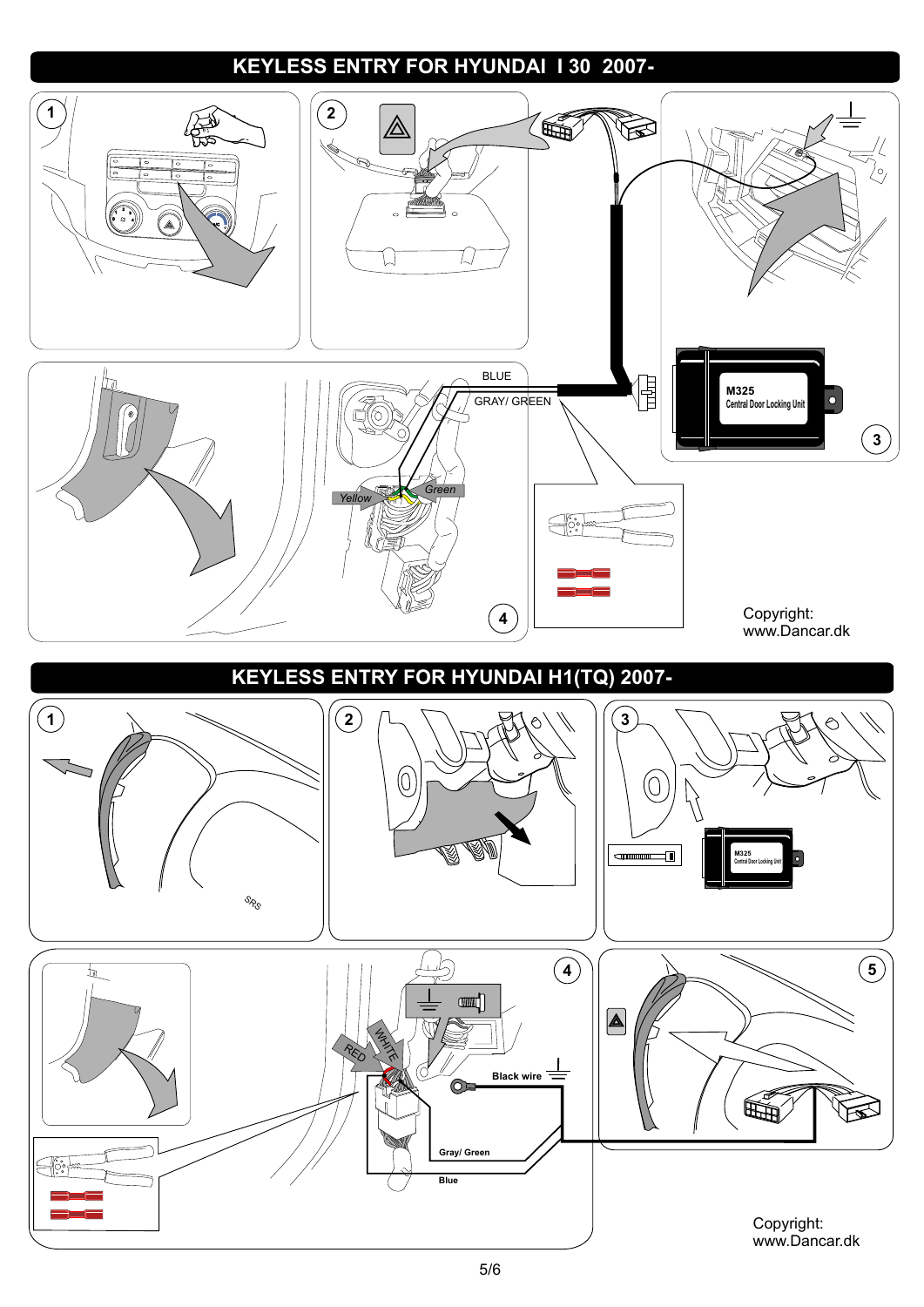# KEYLESS ENTRY FOR HYUNDAI I 30 2007-

1

2

3

M325
Central Door Locking Unit

BLUE

GRAY/ GREEN

Yellow

Green

4

Copyright:
www.Dancar.dk

# KEYLESS ENTRY FOR HYUNDAI H1(TQ) 2007-

1

SRS

2

3

M325
Central Door Locking Unit

4

RED

WHITE

Black wire

Gray/ Green

Blue

5

Copyright:
www.Dancar.dk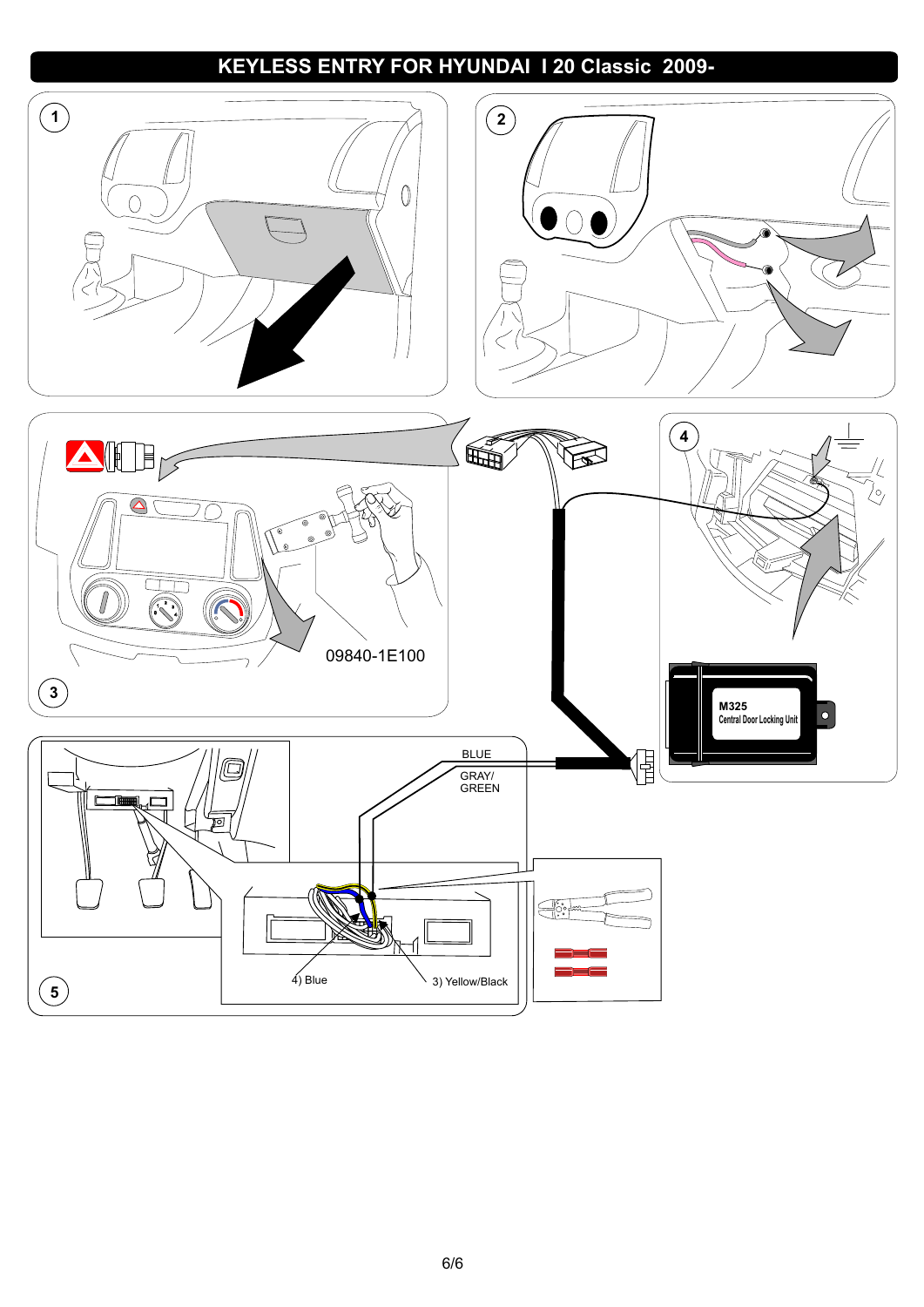# KEYLESS ENTRY FOR HYUNDAI I 20 Classic 2009-

1

2

3

09840-1E100

4

M325
Central Door Locking Unit

5

BLUE

GRAY/
GREEN

4) Blue

3) Yellow/Black